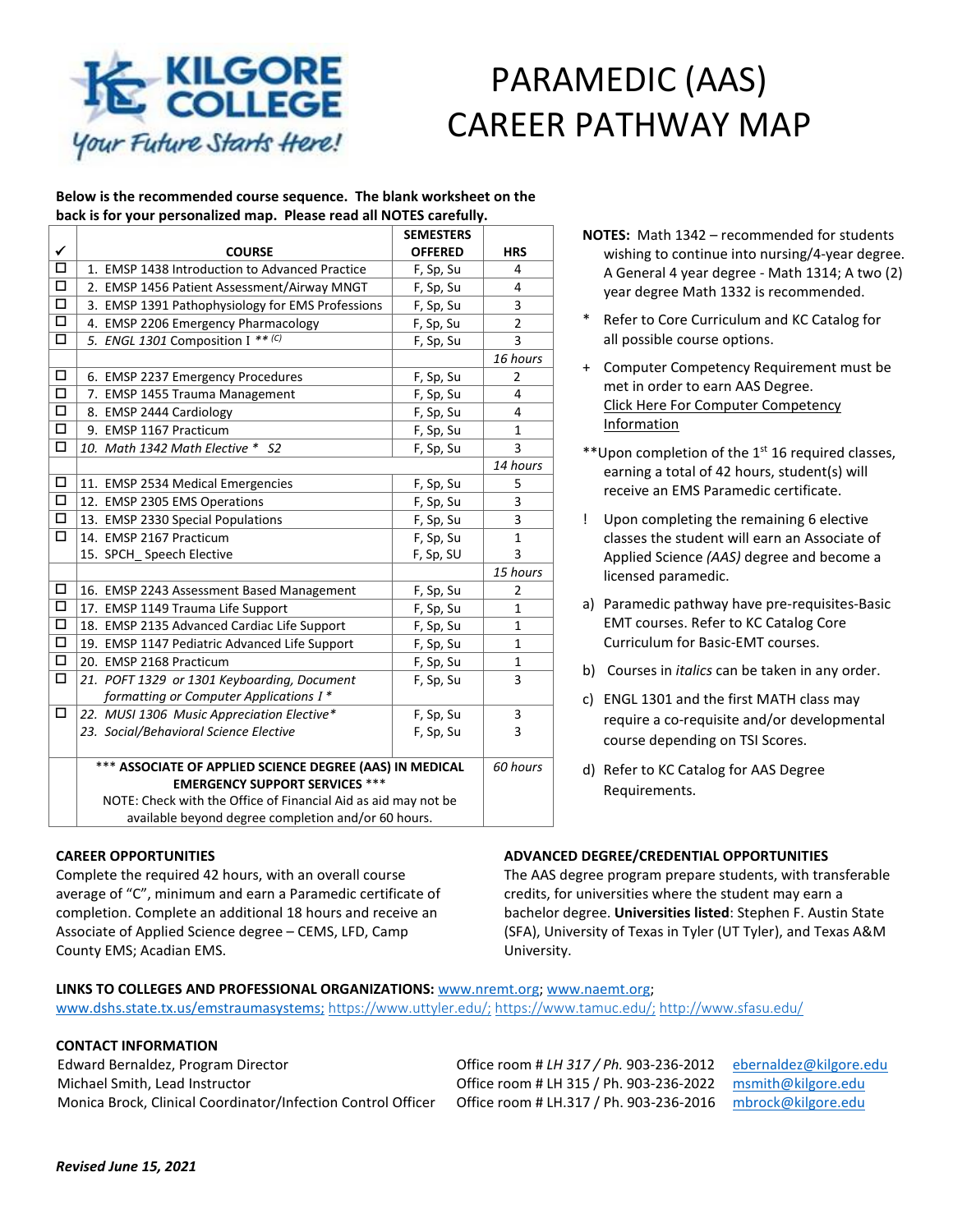KILGORE COLLEGE

*Your Future Starts Here!*

# PARAMEDIC (AAS) CAREER PATHWAY MAP

**Below is the recommended course sequence. The blank worksheet on the back is for your personalized map. Please read all NOTES carefully.**

| ✓ | COURSE | SEMESTERS OFFERED | HRS |
|---|---|---|---|
| ☐ | 1. EMSP 1438 Introduction to Advanced Practice | F, Sp, Su | 4 |
| ☐ | 2. EMSP 1456 Patient Assessment/Airway MNGT | F, Sp, Su | 4 |
| ☐ | 3. EMSP 1391 Pathophysiology for EMS Professions | F, Sp, Su | 3 |
| ☐ | 4. EMSP 2206 Emergency Pharmacology | F, Sp, Su | 2 |
| ☐ | *5. ENGL 1301 Composition I ** (C)* | F, Sp, Su | 3 |
| | | | *16 hours* |
| ☐ | 6. EMSP 2237 Emergency Procedures | F, Sp, Su | 2 |
| ☐ | 7. EMSP 1455 Trauma Management | F, Sp, Su | 4 |
| ☐ | 8. EMSP 2444 Cardiology | F, Sp, Su | 4 |
| ☐ | 9. EMSP 1167 Practicum | F, Sp, Su | 1 |
| ☐ | *10. Math 1342 Math Elective * S2* | F, Sp, Su | 3 |
| | | | *14 hours* |
| ☐ | 11. EMSP 2534 Medical Emergencies | F, Sp, Su | 5 |
| ☐ | 12. EMSP 2305 EMS Operations | F, Sp, Su | 3 |
| ☐ | 13. EMSP 2330 Special Populations | F, Sp, Su | 3 |
| ☐ | 14. EMSP 2167 Practicum | F, Sp, Su | 1 |
| | 15. SPCH_ Speech Elective | F, Sp, SU | 3 |
| | | | *15 hours* |
| ☐ | 16. EMSP 2243 Assessment Based Management | F, Sp, Su | 2 |
| ☐ | 17. EMSP 1149 Trauma Life Support | F, Sp, Su | 1 |
| ☐ | 18. EMSP 2135 Advanced Cardiac Life Support | F, Sp, Su | 1 |
| ☐ | 19. EMSP 1147 Pediatric Advanced Life Support | F, Sp, Su | 1 |
| ☐ | 20. EMSP 2168 Practicum | F, Sp, Su | 1 |
| ☐ | *21. POFT 1329 or 1301 Keyboarding, Document formatting or Computer Applications I ** | F, Sp, Su | 3 |
| ☐ | *22. MUSI 1306 Music Appreciation Elective** | F, Sp, Su | 3 |
| | *23. Social/Behavioral Science Elective* | F, Sp, Su | 3 |
| | **\*\*\* ASSOCIATE OF APPLIED SCIENCE DEGREE (AAS) IN MEDICAL EMERGENCY SUPPORT SERVICES \*\*\*** NOTE: Check with the Office of Financial Aid as aid may not be available beyond degree completion and/or 60 hours. | | *60 hours* |

**NOTES:** Math 1342 – recommended for students wishing to continue into nursing/4-year degree. A General 4 year degree - Math 1314; A two (2) year degree Math 1332 is recommended.

\* Refer to Core Curriculum and KC Catalog for all possible course options.

\+ Computer Competency Requirement must be met in order to earn AAS Degree. Click Here For Computer Competency Information

\*\*Upon completion of the 1st 16 required classes, earning a total of 42 hours, student(s) will receive an EMS Paramedic certificate.

! Upon completing the remaining 6 elective classes the student will earn an Associate of Applied Science *(AAS)* degree and become a licensed paramedic.

a) Paramedic pathway have pre-requisites-Basic EMT courses. Refer to KC Catalog Core Curriculum for Basic-EMT courses.

b) Courses in *italics* can be taken in any order.

c) ENGL 1301 and the first MATH class may require a co-requisite and/or developmental course depending on TSI Scores.

d) Refer to KC Catalog for AAS Degree Requirements.

## CAREER OPPORTUNITIES

Complete the required 42 hours, with an overall course average of "C", minimum and earn a Paramedic certificate of completion. Complete an additional 18 hours and receive an Associate of Applied Science degree – CEMS, LFD, Camp County EMS; Acadian EMS.

## ADVANCED DEGREE/CREDENTIAL OPPORTUNITIES

The AAS degree program prepare students, with transferable credits, for universities where the student may earn a bachelor degree. **Universities listed**: Stephen F. Austin State (SFA), University of Texas in Tyler (UT Tyler), and Texas A&M University.

**LINKS TO COLLEGES AND PROFESSIONAL ORGANIZATIONS:** www.nremt.org; www.naemt.org; www.dshs.state.tx.us/emstraumasystems; https://www.uttyler.edu/; https://www.tamuc.edu/; http://www.sfasu.edu/

## CONTACT INFORMATION

| | | |
|---|---|---|
| Edward Bernaldez, Program Director | Office room # *LH 317 / Ph.* 903-236-2012 | ebernaldez@kilgore.edu |
| Michael Smith, Lead Instructor | Office room # LH 315 / Ph. 903-236-2022 | msmith@kilgore.edu |
| Monica Brock, Clinical Coordinator/Infection Control Officer | Office room # LH.317 / Ph. 903-236-2016 | mbrock@kilgore.edu |

***Revised June 15, 2021***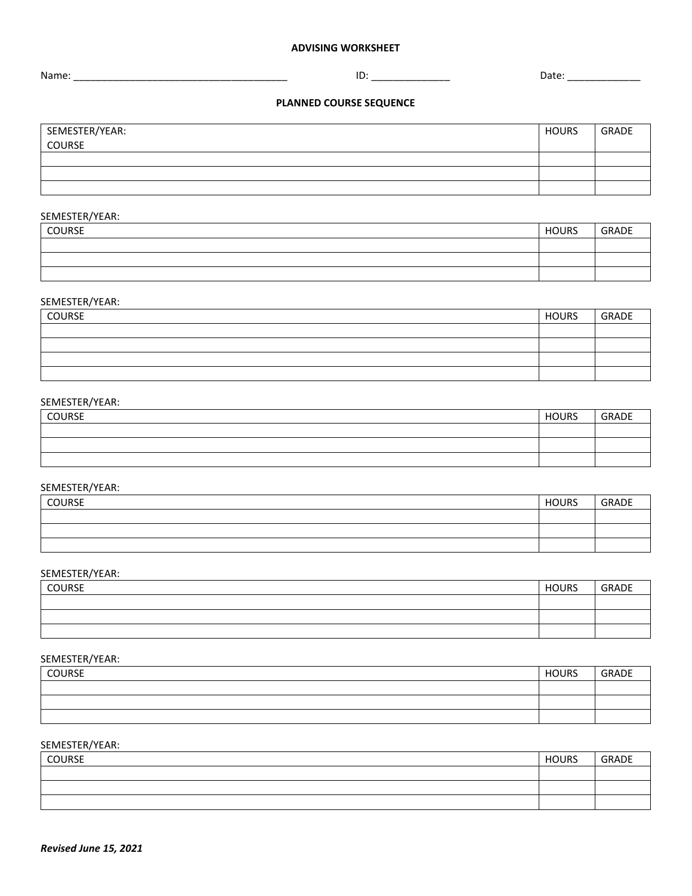**ADVISING WORKSHEET**

Name: ______________________________________ ID: ______________ Date: _____________

**PLANNED COURSE SEQUENCE**

| SEMESTER/YEAR:<br>COURSE | HOURS | GRADE |
|---|---|---|
| | | |
| | | |
| | | |

SEMESTER/YEAR:

| COURSE | HOURS | GRADE |
|---|---|---|
| | | |
| | | |
| | | |

SEMESTER/YEAR:

| COURSE | HOURS | GRADE |
|---|---|---|
| | | |
| | | |
| | | |
| | | |

SEMESTER/YEAR:

| COURSE | HOURS | GRADE |
|---|---|---|
| | | |
| | | |
| | | |

SEMESTER/YEAR:

| COURSE | HOURS | GRADE |
|---|---|---|
| | | |
| | | |
| | | |

SEMESTER/YEAR:

| COURSE | HOURS | GRADE |
|---|---|---|
| | | |
| | | |
| | | |

SEMESTER/YEAR:

| COURSE | HOURS | GRADE |
|---|---|---|
| | | |
| | | |
| | | |

SEMESTER/YEAR:

| COURSE | HOURS | GRADE |
|---|---|---|
| | | |
| | | |
| | | |

***Revised June 15, 2021***